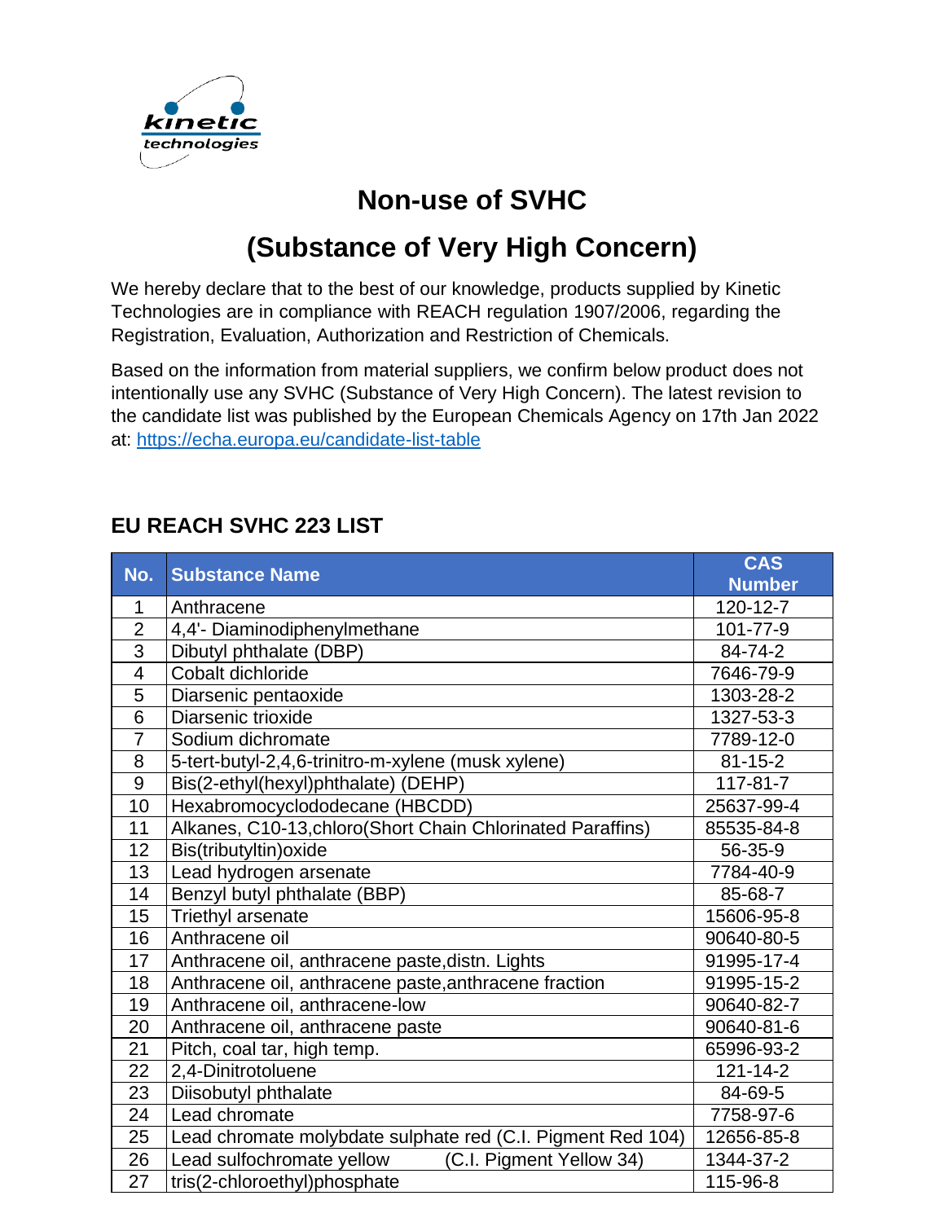# Non-use of SVHC

# (Substance of Very High Concern)

We hereby declare that to the best of our knowledge, products supplied by Kinetic Technologies are in compliance with REACH regulation 1907/2006, regarding the Registration, Evaluation, Authorization and Restriction of Chemicals.

Based on the information from material suppliers, we confirm below product does not intentionally use any SVHC (Substance of Very High Concern). The latest revision to the candidate list was published by the European Chemicals Agency on 17th Jan 2022 at: https://echa.europa.eu/candidate-list-table

## EU REACH SVHC 223 LIST

| No. | Substance Name | CAS Number |
|---|---|---|
| 1 | Anthracene | 120-12-7 |
| 2 | 4,4'- Diaminodiphenylmethane | 101-77-9 |
| 3 | Dibutyl phthalate (DBP) | 84-74-2 |
| 4 | Cobalt dichloride | 7646-79-9 |
| 5 | Diarsenic pentaoxide | 1303-28-2 |
| 6 | Diarsenic trioxide | 1327-53-3 |
| 7 | Sodium dichromate | 7789-12-0 |
| 8 | 5-tert-butyl-2,4,6-trinitro-m-xylene (musk xylene) | 81-15-2 |
| 9 | Bis(2-ethyl(hexyl)phthalate) (DEHP) | 117-81-7 |
| 10 | Hexabromocyclododecane (HBCDD) | 25637-99-4 |
| 11 | Alkanes, C10-13,chloro(Short Chain Chlorinated Paraffins) | 85535-84-8 |
| 12 | Bis(tributyltin)oxide | 56-35-9 |
| 13 | Lead hydrogen arsenate | 7784-40-9 |
| 14 | Benzyl butyl phthalate (BBP) | 85-68-7 |
| 15 | Triethyl arsenate | 15606-95-8 |
| 16 | Anthracene oil | 90640-80-5 |
| 17 | Anthracene oil, anthracene paste,distn. Lights | 91995-17-4 |
| 18 | Anthracene oil, anthracene paste,anthracene fraction | 91995-15-2 |
| 19 | Anthracene oil, anthracene-low | 90640-82-7 |
| 20 | Anthracene oil, anthracene paste | 90640-81-6 |
| 21 | Pitch, coal tar, high temp. | 65996-93-2 |
| 22 | 2,4-Dinitrotoluene | 121-14-2 |
| 23 | Diisobutyl phthalate | 84-69-5 |
| 24 | Lead chromate | 7758-97-6 |
| 25 | Lead chromate molybdate sulphate red (C.I. Pigment Red 104) | 12656-85-8 |
| 26 | Lead sulfochromate yellow (C.I. Pigment Yellow 34) | 1344-37-2 |
| 27 | tris(2-chloroethyl)phosphate | 115-96-8 |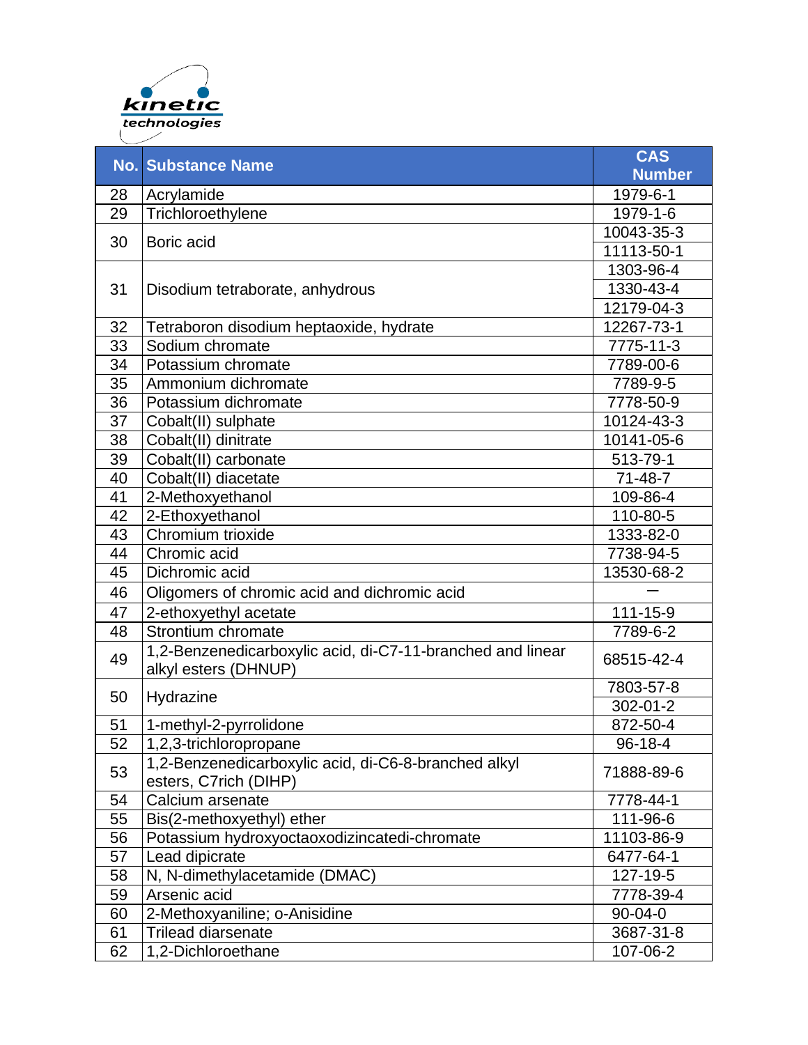| No. | Substance Name | CAS Number |
|---|---|---|
| 28 | Acrylamide | 1979-6-1 |
| 29 | Trichloroethylene | 1979-1-6 |
| 30 | Boric acid | 10043-35-3 |
| | | 11113-50-1 |
| 31 | Disodium tetraborate, anhydrous | 1303-96-4 |
| | | 1330-43-4 |
| | | 12179-04-3 |
| 32 | Tetraboron disodium heptaoxide, hydrate | 12267-73-1 |
| 33 | Sodium chromate | 7775-11-3 |
| 34 | Potassium chromate | 7789-00-6 |
| 35 | Ammonium dichromate | 7789-9-5 |
| 36 | Potassium dichromate | 7778-50-9 |
| 37 | Cobalt(II) sulphate | 10124-43-3 |
| 38 | Cobalt(II) dinitrate | 10141-05-6 |
| 39 | Cobalt(II) carbonate | 513-79-1 |
| 40 | Cobalt(II) diacetate | 71-48-7 |
| 41 | 2-Methoxyethanol | 109-86-4 |
| 42 | 2-Ethoxyethanol | 110-80-5 |
| 43 | Chromium trioxide | 1333-82-0 |
| 44 | Chromic acid | 7738-94-5 |
| 45 | Dichromic acid | 13530-68-2 |
| 46 | Oligomers of chromic acid and dichromic acid | — |
| 47 | 2-ethoxyethyl acetate | 111-15-9 |
| 48 | Strontium chromate | 7789-6-2 |
| 49 | 1,2-Benzenedicarboxylic acid, di-C7-11-branched and linear alkyl esters (DHNUP) | 68515-42-4 |
| 50 | Hydrazine | 7803-57-8 |
| | | 302-01-2 |
| 51 | 1-methyl-2-pyrrolidone | 872-50-4 |
| 52 | 1,2,3-trichloropropane | 96-18-4 |
| 53 | 1,2-Benzenedicarboxylic acid, di-C6-8-branched alkyl esters, C7rich (DIHP) | 71888-89-6 |
| 54 | Calcium arsenate | 7778-44-1 |
| 55 | Bis(2-methoxyethyl) ether | 111-96-6 |
| 56 | Potassium hydroxyoctaoxodizincatedi-chromate | 11103-86-9 |
| 57 | Lead dipicrate | 6477-64-1 |
| 58 | N, N-dimethylacetamide (DMAC) | 127-19-5 |
| 59 | Arsenic acid | 7778-39-4 |
| 60 | 2-Methoxyaniline; o-Anisidine | 90-04-0 |
| 61 | Trilead diarsenate | 3687-31-8 |
| 62 | 1,2-Dichloroethane | 107-06-2 |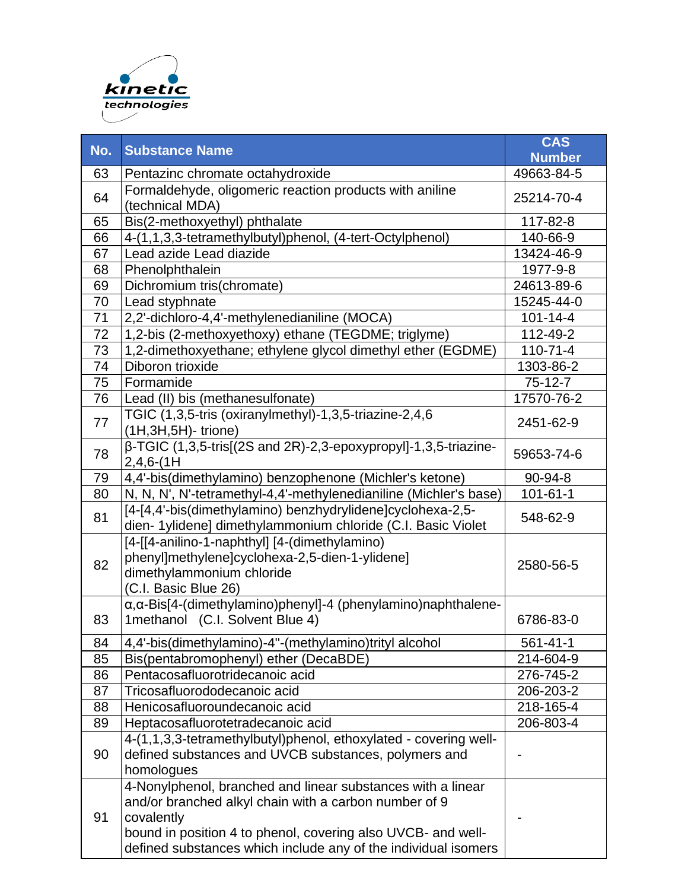| No. | Substance Name | CAS Number |
|---|---|---|
| 63 | Pentazinc chromate octahydroxide | 49663-84-5 |
| 64 | Formaldehyde, oligomeric reaction products with aniline (technical MDA) | 25214-70-4 |
| 65 | Bis(2-methoxyethyl) phthalate | 117-82-8 |
| 66 | 4-(1,1,3,3-tetramethylbutyl)phenol, (4-tert-Octylphenol) | 140-66-9 |
| 67 | Lead azide Lead diazide | 13424-46-9 |
| 68 | Phenolphthalein | 1977-9-8 |
| 69 | Dichromium tris(chromate) | 24613-89-6 |
| 70 | Lead styphnate | 15245-44-0 |
| 71 | 2,2'-dichloro-4,4'-methylenedianiline (MOCA) | 101-14-4 |
| 72 | 1,2-bis (2-methoxyethoxy) ethane (TEGDME; triglyme) | 112-49-2 |
| 73 | 1,2-dimethoxyethane; ethylene glycol dimethyl ether (EGDME) | 110-71-4 |
| 74 | Diboron trioxide | 1303-86-2 |
| 75 | Formamide | 75-12-7 |
| 76 | Lead (II) bis (methanesulfonate) | 17570-76-2 |
| 77 | TGIC (1,3,5-tris (oxiranylmethyl)-1,3,5-triazine-2,4,6 (1H,3H,5H)- trione) | 2451-62-9 |
| 78 | β-TGIC (1,3,5-tris[(2S and 2R)-2,3-epoxypropyl]-1,3,5-triazine-2,4,6-(1H | 59653-74-6 |
| 79 | 4,4'-bis(dimethylamino) benzophenone (Michler's ketone) | 90-94-8 |
| 80 | N, N, N', N'-tetramethyl-4,4'-methylenedianiline (Michler's base) | 101-61-1 |
| 81 | [4-[4,4'-bis(dimethylamino) benzhydrylidene]cyclohexa-2,5-dien- 1ylidene] dimethylammonium chloride (C.I. Basic Violet | 548-62-9 |
| 82 | [4-[[4-anilino-1-naphthyl] [4-(dimethylamino) phenyl]methylene]cyclohexa-2,5-dien-1-ylidene] dimethylammonium chloride (C.I. Basic Blue 26) | 2580-56-5 |
| 83 | α,α-Bis[4-(dimethylamino)phenyl]-4 (phenylamino)naphthalene-1methanol (C.I. Solvent Blue 4) | 6786-83-0 |
| 84 | 4,4'-bis(dimethylamino)-4''-(methylamino)trityl alcohol | 561-41-1 |
| 85 | Bis(pentabromophenyl) ether (DecaBDE) | 214-604-9 |
| 86 | Pentacosafluorotridecanoic acid | 276-745-2 |
| 87 | Tricosafluorododecanoic acid | 206-203-2 |
| 88 | Henicosafluoroundecanoic acid | 218-165-4 |
| 89 | Heptacosafluorotetradecanoic acid | 206-803-4 |
| 90 | 4-(1,1,3,3-tetramethylbutyl)phenol, ethoxylated - covering well-defined substances and UVCB substances, polymers and homologues | - |
| 91 | 4-Nonylphenol, branched and linear substances with a linear and/or branched alkyl chain with a carbon number of 9 covalently bound in position 4 to phenol, covering also UVCB- and well-defined substances which include any of the individual isomers | - |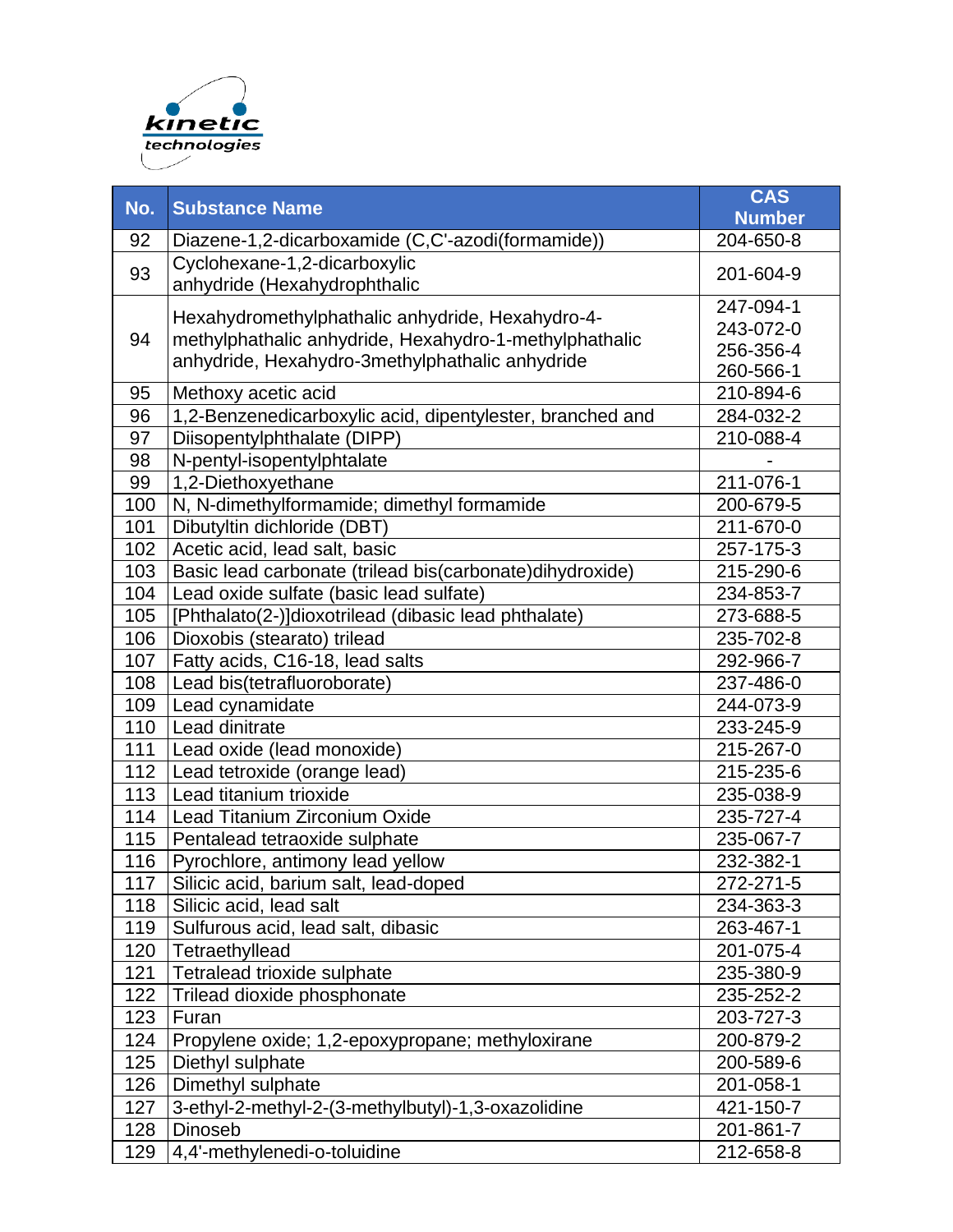| No. | Substance Name | CAS Number |
|---|---|---|
| 92 | Diazene-1,2-dicarboxamide (C,C'-azodi(formamide)) | 204-650-8 |
| 93 | Cyclohexane-1,2-dicarboxylic anhydride (Hexahydrophthalic | 201-604-9 |
| 94 | Hexahydromethylphathalic anhydride, Hexahydro-4-methylphathalic anhydride, Hexahydro-1-methylphathalic anhydride, Hexahydro-3methylphathalic anhydride | 247-094-1 243-072-0 256-356-4 260-566-1 |
| 95 | Methoxy acetic acid | 210-894-6 |
| 96 | 1,2-Benzenedicarboxylic acid, dipentylester, branched and | 284-032-2 |
| 97 | Diisopentylphthalate (DIPP) | 210-088-4 |
| 98 | N-pentyl-isopentylphtalate | - |
| 99 | 1,2-Diethoxyethane | 211-076-1 |
| 100 | N, N-dimethylformamide; dimethyl formamide | 200-679-5 |
| 101 | Dibutyltin dichloride (DBT) | 211-670-0 |
| 102 | Acetic acid, lead salt, basic | 257-175-3 |
| 103 | Basic lead carbonate (trilead bis(carbonate)dihydroxide) | 215-290-6 |
| 104 | Lead oxide sulfate (basic lead sulfate) | 234-853-7 |
| 105 | [Phthalato(2-)]dioxotrilead (dibasic lead phthalate) | 273-688-5 |
| 106 | Dioxobis (stearato) trilead | 235-702-8 |
| 107 | Fatty acids, C16-18, lead salts | 292-966-7 |
| 108 | Lead bis(tetrafluoroborate) | 237-486-0 |
| 109 | Lead cynamidate | 244-073-9 |
| 110 | Lead dinitrate | 233-245-9 |
| 111 | Lead oxide (lead monoxide) | 215-267-0 |
| 112 | Lead tetroxide (orange lead) | 215-235-6 |
| 113 | Lead titanium trioxide | 235-038-9 |
| 114 | Lead Titanium Zirconium Oxide | 235-727-4 |
| 115 | Pentalead tetraoxide sulphate | 235-067-7 |
| 116 | Pyrochlore, antimony lead yellow | 232-382-1 |
| 117 | Silicic acid, barium salt, lead-doped | 272-271-5 |
| 118 | Silicic acid, lead salt | 234-363-3 |
| 119 | Sulfurous acid, lead salt, dibasic | 263-467-1 |
| 120 | Tetraethyllead | 201-075-4 |
| 121 | Tetralead trioxide sulphate | 235-380-9 |
| 122 | Trilead dioxide phosphonate | 235-252-2 |
| 123 | Furan | 203-727-3 |
| 124 | Propylene oxide; 1,2-epoxypropane; methyloxirane | 200-879-2 |
| 125 | Diethyl sulphate | 200-589-6 |
| 126 | Dimethyl sulphate | 201-058-1 |
| 127 | 3-ethyl-2-methyl-2-(3-methylbutyl)-1,3-oxazolidine | 421-150-7 |
| 128 | Dinoseb | 201-861-7 |
| 129 | 4,4'-methylenedi-o-toluidine | 212-658-8 |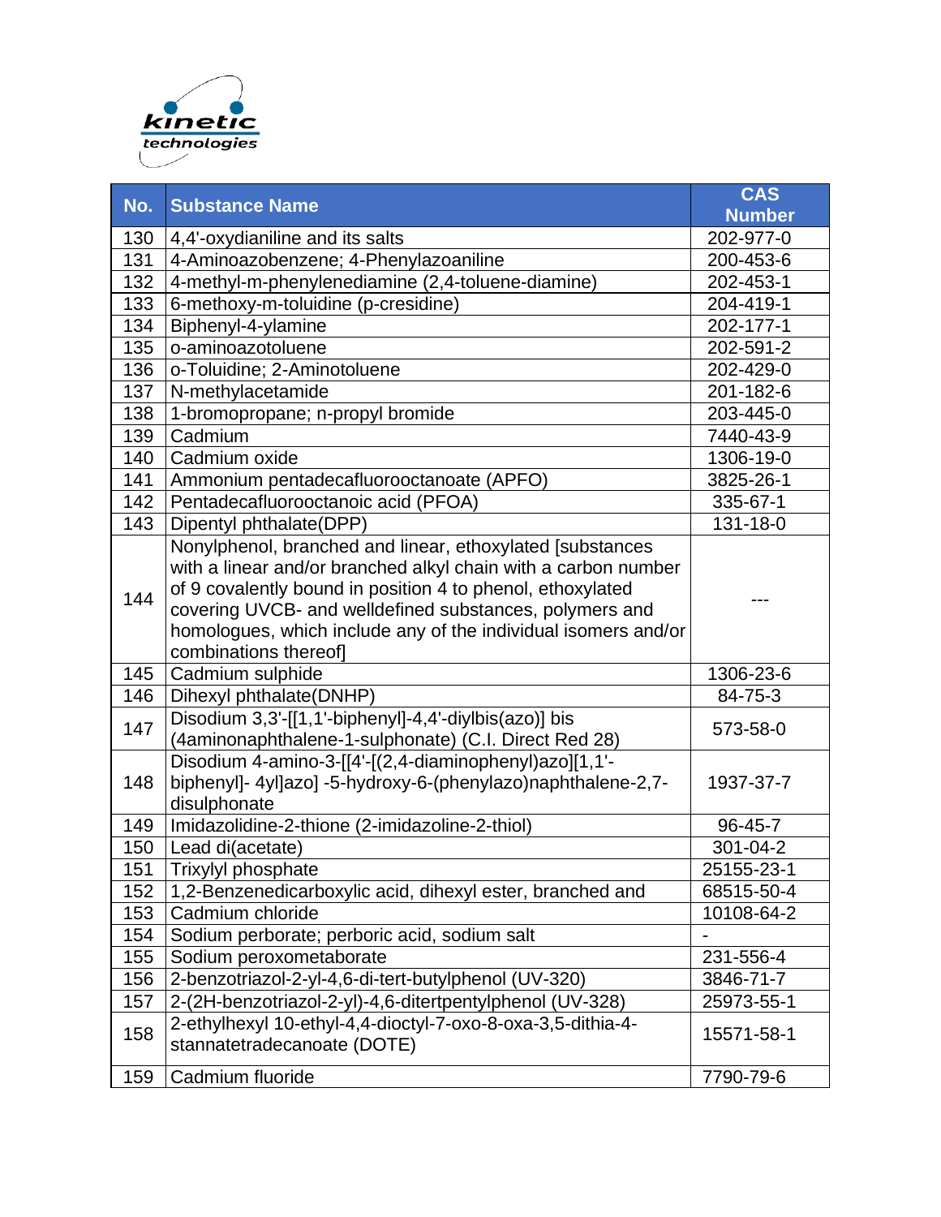| No. | Substance Name | CAS Number |
|---|---|---|
| 130 | 4,4'-oxydianiline and its salts | 202-977-0 |
| 131 | 4-Aminoazobenzene; 4-Phenylazoaniline | 200-453-6 |
| 132 | 4-methyl-m-phenylenediamine (2,4-toluene-diamine) | 202-453-1 |
| 133 | 6-methoxy-m-toluidine (p-cresidine) | 204-419-1 |
| 134 | Biphenyl-4-ylamine | 202-177-1 |
| 135 | o-aminoazotoluene | 202-591-2 |
| 136 | o-Toluidine; 2-Aminotoluene | 202-429-0 |
| 137 | N-methylacetamide | 201-182-6 |
| 138 | 1-bromopropane; n-propyl bromide | 203-445-0 |
| 139 | Cadmium | 7440-43-9 |
| 140 | Cadmium oxide | 1306-19-0 |
| 141 | Ammonium pentadecafluorooctanoate (APFO) | 3825-26-1 |
| 142 | Pentadecafluorooctanoic acid (PFOA) | 335-67-1 |
| 143 | Dipentyl phthalate(DPP) | 131-18-0 |
| 144 | Nonylphenol, branched and linear, ethoxylated [substances with a linear and/or branched alkyl chain with a carbon number of 9 covalently bound in position 4 to phenol, ethoxylated covering UVCB- and welldefined substances, polymers and homologues, which include any of the individual isomers and/or combinations thereof] | --- |
| 145 | Cadmium sulphide | 1306-23-6 |
| 146 | Dihexyl phthalate(DNHP) | 84-75-3 |
| 147 | Disodium 3,3'-[[1,1'-biphenyl]-4,4'-diylbis(azo)] bis (4aminonaphthalene-1-sulphonate) (C.I. Direct Red 28) | 573-58-0 |
| 148 | Disodium 4-amino-3-[[4'-[(2,4-diaminophenyl)azo][1,1'-biphenyl]- 4yl]azo] -5-hydroxy-6-(phenylazo)naphthalene-2,7-disulphonate | 1937-37-7 |
| 149 | Imidazolidine-2-thione (2-imidazoline-2-thiol) | 96-45-7 |
| 150 | Lead di(acetate) | 301-04-2 |
| 151 | Trixylyl phosphate | 25155-23-1 |
| 152 | 1,2-Benzenedicarboxylic acid, dihexyl ester, branched and | 68515-50-4 |
| 153 | Cadmium chloride | 10108-64-2 |
| 154 | Sodium perborate; perboric acid, sodium salt | - |
| 155 | Sodium peroxometaborate | 231-556-4 |
| 156 | 2-benzotriazol-2-yl-4,6-di-tert-butylphenol (UV-320) | 3846-71-7 |
| 157 | 2-(2H-benzotriazol-2-yl)-4,6-ditertpentylphenol (UV-328) | 25973-55-1 |
| 158 | 2-ethylhexyl 10-ethyl-4,4-dioctyl-7-oxo-8-oxa-3,5-dithia-4-stannatetradecanoate (DOTE) | 15571-58-1 |
| 159 | Cadmium fluoride | 7790-79-6 |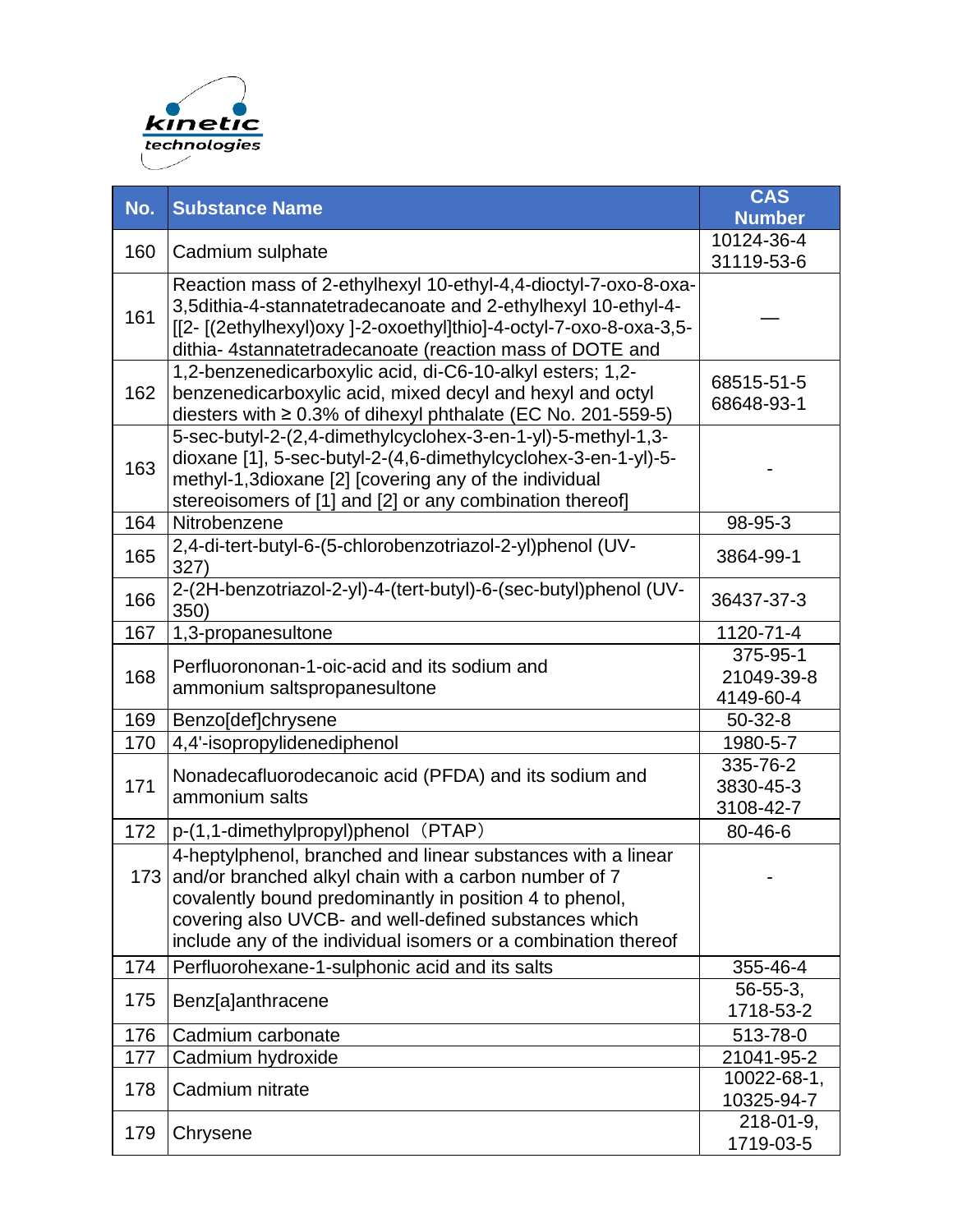| No. | Substance Name | CAS Number |
|---|---|---|
| 160 | Cadmium sulphate | 10124-36-4<br>31119-53-6 |
| 161 | Reaction mass of 2-ethylhexyl 10-ethyl-4,4-dioctyl-7-oxo-8-oxa-3,5dithia-4-stannatetradecanoate and 2-ethylhexyl 10-ethyl-4-[[2- [(2ethylhexyl)oxy ]-2-oxoethyl]thio]-4-octyl-7-oxo-8-oxa-3,5-dithia- 4stannatetradecanoate (reaction mass of DOTE and | — |
| 162 | 1,2-benzenedicarboxylic acid, di-C6-10-alkyl esters; 1,2-benzenedicarboxylic acid, mixed decyl and hexyl and octyl diesters with ≥ 0.3% of dihexyl phthalate (EC No. 201-559-5) | 68515-51-5<br>68648-93-1 |
| 163 | 5-sec-butyl-2-(2,4-dimethylcyclohex-3-en-1-yl)-5-methyl-1,3-dioxane [1], 5-sec-butyl-2-(4,6-dimethylcyclohex-3-en-1-yl)-5-methyl-1,3dioxane [2] [covering any of the individual stereoisomers of [1] and [2] or any combination thereof] | - |
| 164 | Nitrobenzene | 98-95-3 |
| 165 | 2,4-di-tert-butyl-6-(5-chlorobenzotriazol-2-yl)phenol (UV-327) | 3864-99-1 |
| 166 | 2-(2H-benzotriazol-2-yl)-4-(tert-butyl)-6-(sec-butyl)phenol (UV-350) | 36437-37-3 |
| 167 | 1,3-propanesultone | 1120-71-4 |
| 168 | Perfluorononan-1-oic-acid and its sodium and ammonium saltspropanesultone | 375-95-1<br>21049-39-8<br>4149-60-4 |
| 169 | Benzo[def]chrysene | 50-32-8 |
| 170 | 4,4'-isopropylidenediphenol | 1980-5-7 |
| 171 | Nonadecafluorodecanoic acid (PFDA) and its sodium and ammonium salts | 335-76-2<br>3830-45-3<br>3108-42-7 |
| 172 | p-(1,1-dimethylpropyl)phenol（PTAP） | 80-46-6 |
| 173 | 4-heptylphenol, branched and linear substances with a linear and/or branched alkyl chain with a carbon number of 7 covalently bound predominantly in position 4 to phenol, covering also UVCB- and well-defined substances which include any of the individual isomers or a combination thereof | - |
| 174 | Perfluorohexane-1-sulphonic acid and its salts | 355-46-4 |
| 175 | Benz[a]anthracene | 56-55-3,<br>1718-53-2 |
| 176 | Cadmium carbonate | 513-78-0 |
| 177 | Cadmium hydroxide | 21041-95-2 |
| 178 | Cadmium nitrate | 10022-68-1,<br>10325-94-7 |
| 179 | Chrysene | 218-01-9,<br>1719-03-5 |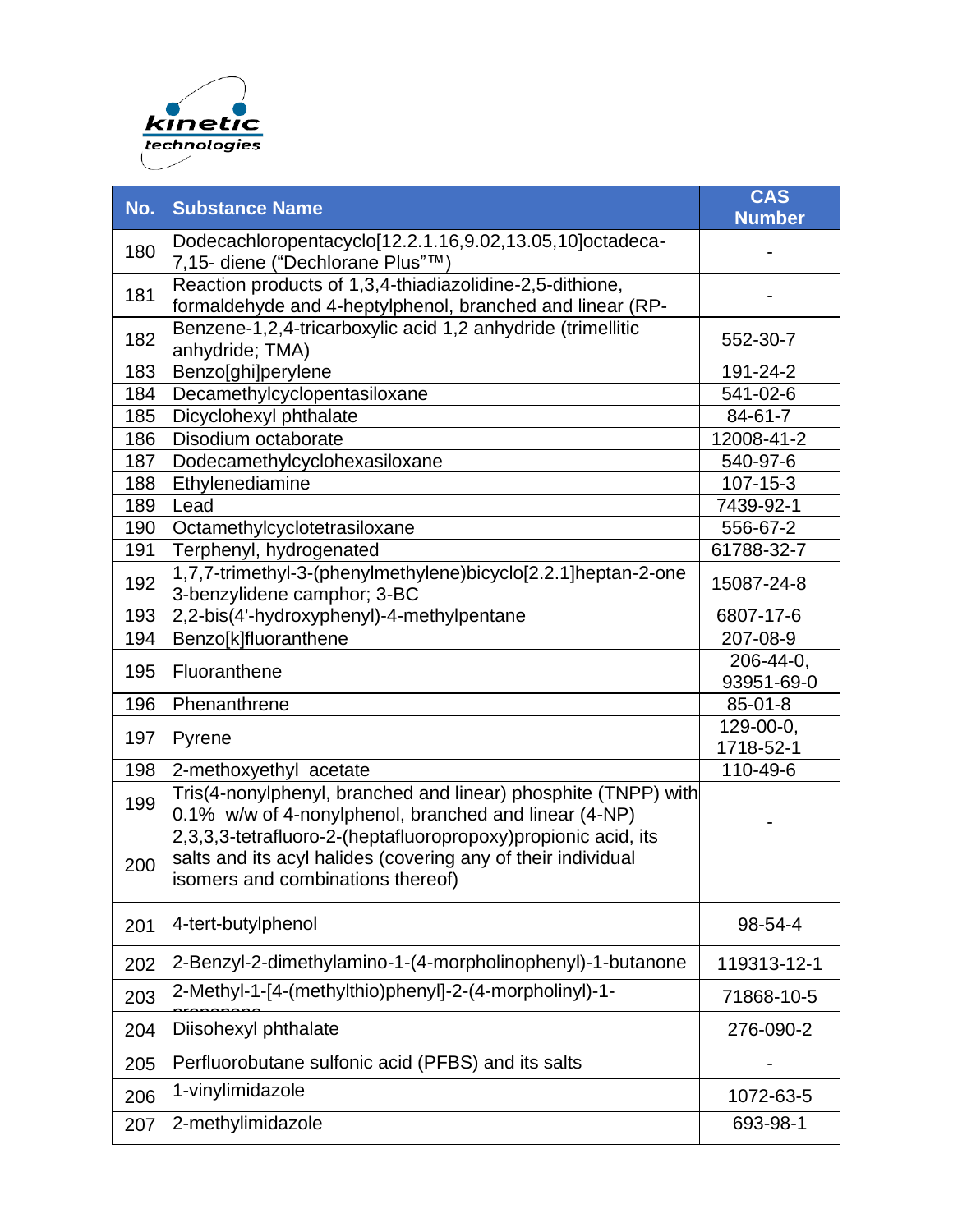| No. | Substance Name | CAS Number |
|---|---|---|
| 180 | Dodecachloropentacyclo[12.2.1.16,9.02,13.05,10]octadeca-7,15- diene (“Dechlorane Plus”™) | - |
| 181 | Reaction products of 1,3,4-thiadiazolidine-2,5-dithione, formaldehyde and 4-heptylphenol, branched and linear (RP- | - |
| 182 | Benzene-1,2,4-tricarboxylic acid 1,2 anhydride (trimellitic anhydride; TMA) | 552-30-7 |
| 183 | Benzo[ghi]perylene | 191-24-2 |
| 184 | Decamethylcyclopentasiloxane | 541-02-6 |
| 185 | Dicyclohexyl phthalate | 84-61-7 |
| 186 | Disodium octaborate | 12008-41-2 |
| 187 | Dodecamethylcyclohexasiloxane | 540-97-6 |
| 188 | Ethylenediamine | 107-15-3 |
| 189 | Lead | 7439-92-1 |
| 190 | Octamethylcyclotetrasiloxane | 556-67-2 |
| 191 | Terphenyl, hydrogenated | 61788-32-7 |
| 192 | 1,7,7-trimethyl-3-(phenylmethylene)bicyclo[2.2.1]heptan-2-one 3-benzylidene camphor; 3-BC | 15087-24-8 |
| 193 | 2,2-bis(4'-hydroxyphenyl)-4-methylpentane | 6807-17-6 |
| 194 | Benzo[k]fluoranthene | 207-08-9 |
| 195 | Fluoranthene | 206-44-0, 93951-69-0 |
| 196 | Phenanthrene | 85-01-8 |
| 197 | Pyrene | 129-00-0, 1718-52-1 |
| 198 | 2-methoxyethyl acetate | 110-49-6 |
| 199 | Tris(4-nonylphenyl, branched and linear) phosphite (TNPP) with 0.1% w/w of 4-nonylphenol, branched and linear (4-NP) | - |
| 200 | 2,3,3,3-tetrafluoro-2-(heptafluoropropoxy)propionic acid, its salts and its acyl halides (covering any of their individual isomers and combinations thereof) | |
| 201 | 4-tert-butylphenol | 98-54-4 |
| 202 | 2-Benzyl-2-dimethylamino-1-(4-morpholinophenyl)-1-butanone | 119313-12-1 |
| 203 | 2-Methyl-1-[4-(methylthio)phenyl]-2-(4-morpholinyl)-1-propanone | 71868-10-5 |
| 204 | Diisohexyl phthalate | 276-090-2 |
| 205 | Perfluorobutane sulfonic acid (PFBS) and its salts | - |
| 206 | 1-vinylimidazole | 1072-63-5 |
| 207 | 2-methylimidazole | 693-98-1 |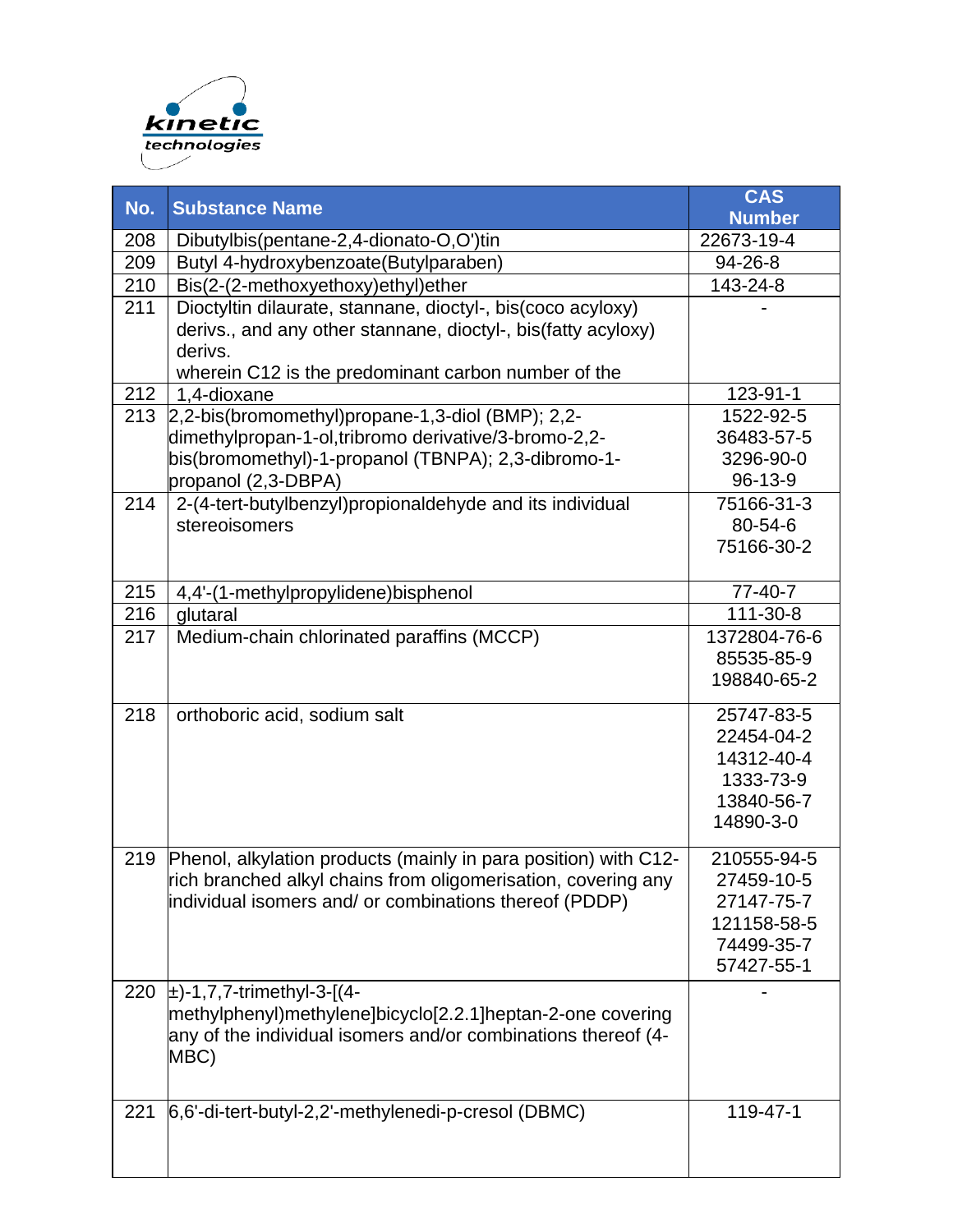| No. | Substance Name | CAS Number |
| --- | --- | --- |
| 208 | Dibutylbis(pentane-2,4-dionato-O,O')tin | 22673-19-4 |
| 209 | Butyl 4-hydroxybenzoate(Butylparaben) | 94-26-8 |
| 210 | Bis(2-(2-methoxyethoxy)ethyl)ether | 143-24-8 |
| 211 | Dioctyltin dilaurate, stannane, dioctyl-, bis(coco acyloxy) derivs., and any other stannane, dioctyl-, bis(fatty acyloxy) derivs.<br>wherein C12 is the predominant carbon number of the | - |
| 212 | 1,4-dioxane | 123-91-1 |
| 213 | 2,2-bis(bromomethyl)propane-1,3-diol (BMP); 2,2-dimethylpropan-1-ol,tribromo derivative/3-bromo-2,2-bis(bromomethyl)-1-propanol (TBNPA); 2,3-dibromo-1-propanol (2,3-DBPA) | 1522-92-5<br>36483-57-5<br>3296-90-0<br>96-13-9 |
| 214 | 2-(4-tert-butylbenzyl)propionaldehyde and its individual stereoisomers | 75166-31-3<br>80-54-6<br>75166-30-2 |
| 215 | 4,4'-(1-methylpropylidene)bisphenol | 77-40-7 |
| 216 | glutaral | 111-30-8 |
| 217 | Medium-chain chlorinated paraffins (MCCP) | 1372804-76-6<br>85535-85-9<br>198840-65-2 |
| 218 | orthoboric acid, sodium salt | 25747-83-5<br>22454-04-2<br>14312-40-4<br>1333-73-9<br>13840-56-7<br>14890-3-0 |
| 219 | Phenol, alkylation products (mainly in para position) with C12-rich branched alkyl chains from oligomerisation, covering any individual isomers and/ or combinations thereof (PDDP) | 210555-94-5<br>27459-10-5<br>27147-75-7<br>121158-58-5<br>74499-35-7<br>57427-55-1 |
| 220 | ±)-1,7,7-trimethyl-3-[(4-methylphenyl)methylene]bicyclo[2.2.1]heptan-2-one covering any of the individual isomers and/or combinations thereof (4-MBC) | - |
| 221 | 6,6'-di-tert-butyl-2,2'-methylenedi-p-cresol (DBMC) | 119-47-1 |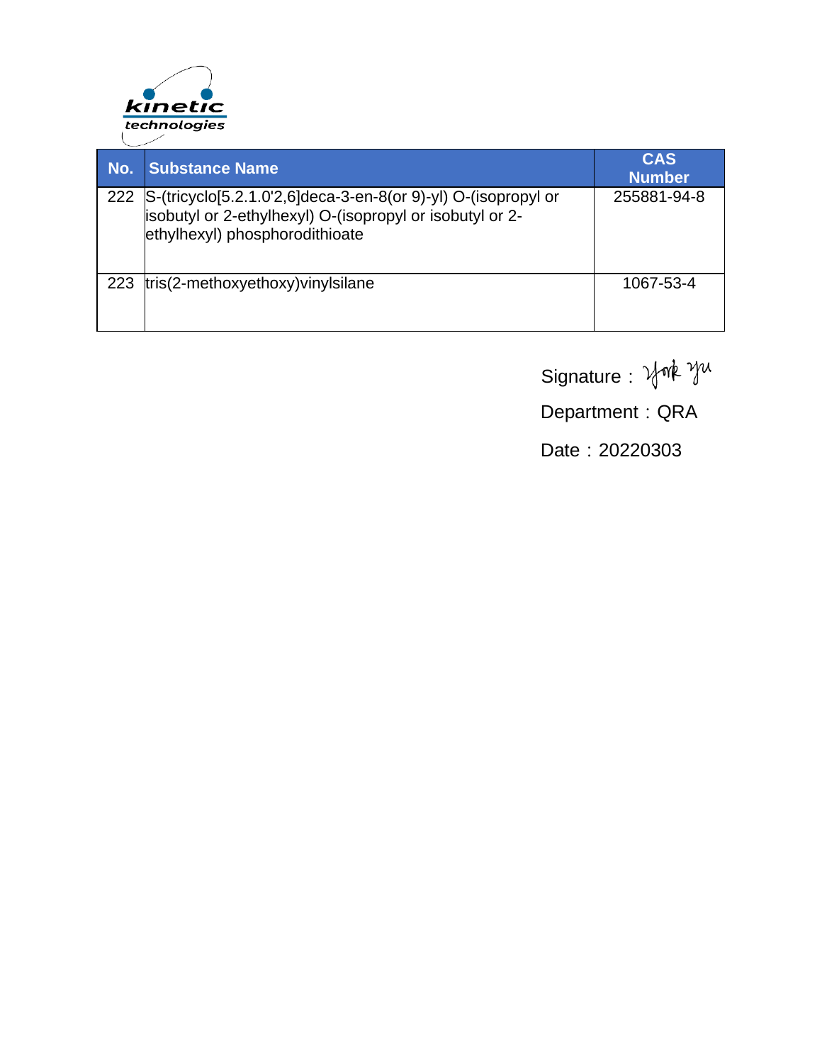| No. | Substance Name | CAS Number |
| --- | --- | --- |
| 222 | S-(tricyclo[5.2.1.0'2,6]deca-3-en-8(or 9)-yl) O-(isopropyl or isobutyl or 2-ethylhexyl) O-(isopropyl or isobutyl or 2-ethylhexyl) phosphorodithioate | 255881-94-8 |
| 223 | tris(2-methoxyethoxy)vinylsilane | 1067-53-4 |

Signature：York Yu

Department：QRA

Date：20220303